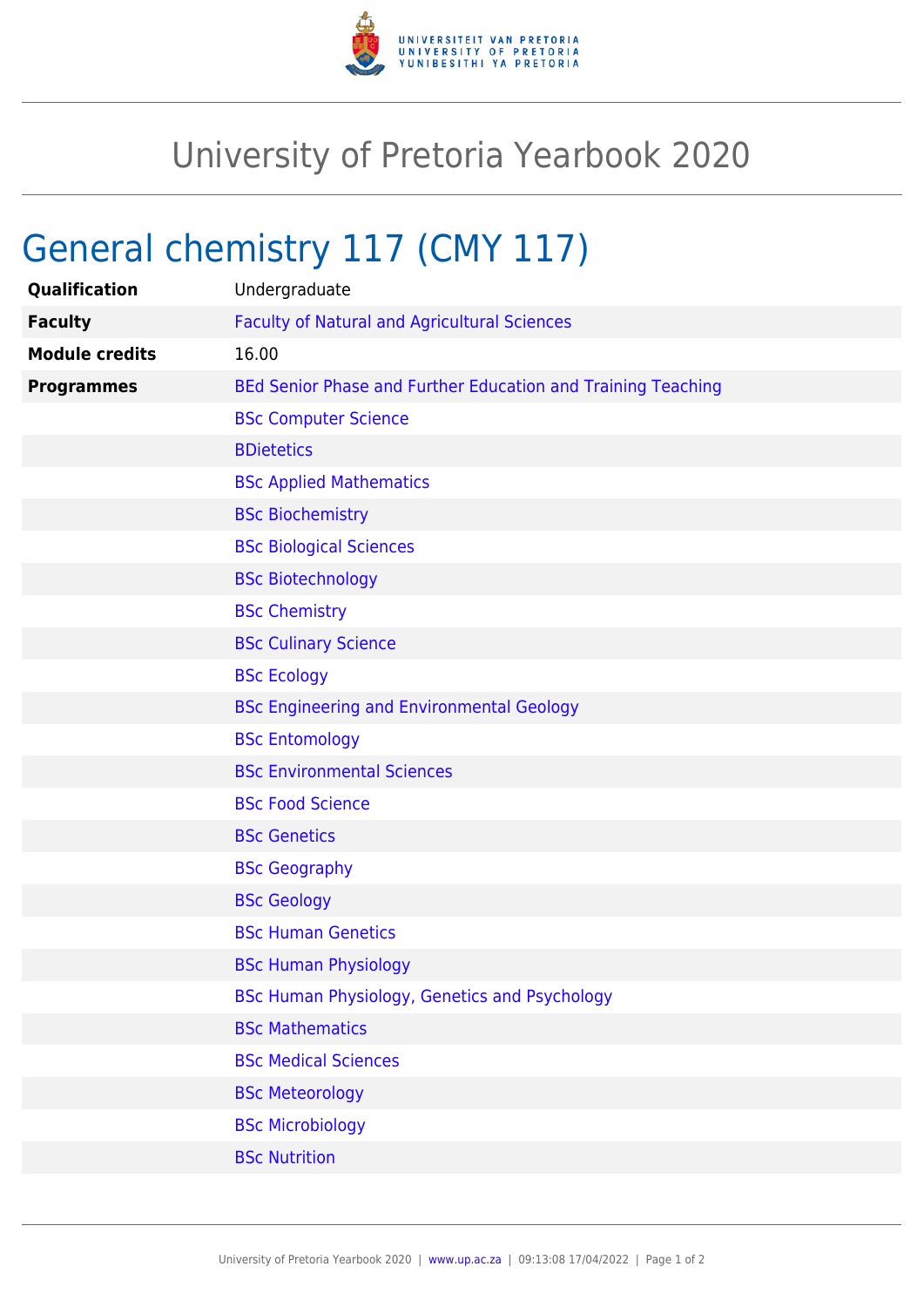# University of Pretoria Yearbook 2020

## General chemistry 117 (CMY 117)

| | |
|---|---|
| **Qualification** | Undergraduate |
| **Faculty** | Faculty of Natural and Agricultural Sciences |
| **Module credits** | 16.00 |
| **Programmes** | BEd Senior Phase and Further Education and Training Teaching |
| | BSc Computer Science |
| | BDietetics |
| | BSc Applied Mathematics |
| | BSc Biochemistry |
| | BSc Biological Sciences |
| | BSc Biotechnology |
| | BSc Chemistry |
| | BSc Culinary Science |
| | BSc Ecology |
| | BSc Engineering and Environmental Geology |
| | BSc Entomology |
| | BSc Environmental Sciences |
| | BSc Food Science |
| | BSc Genetics |
| | BSc Geography |
| | BSc Geology |
| | BSc Human Genetics |
| | BSc Human Physiology |
| | BSc Human Physiology, Genetics and Psychology |
| | BSc Mathematics |
| | BSc Medical Sciences |
| | BSc Meteorology |
| | BSc Microbiology |
| | BSc Nutrition |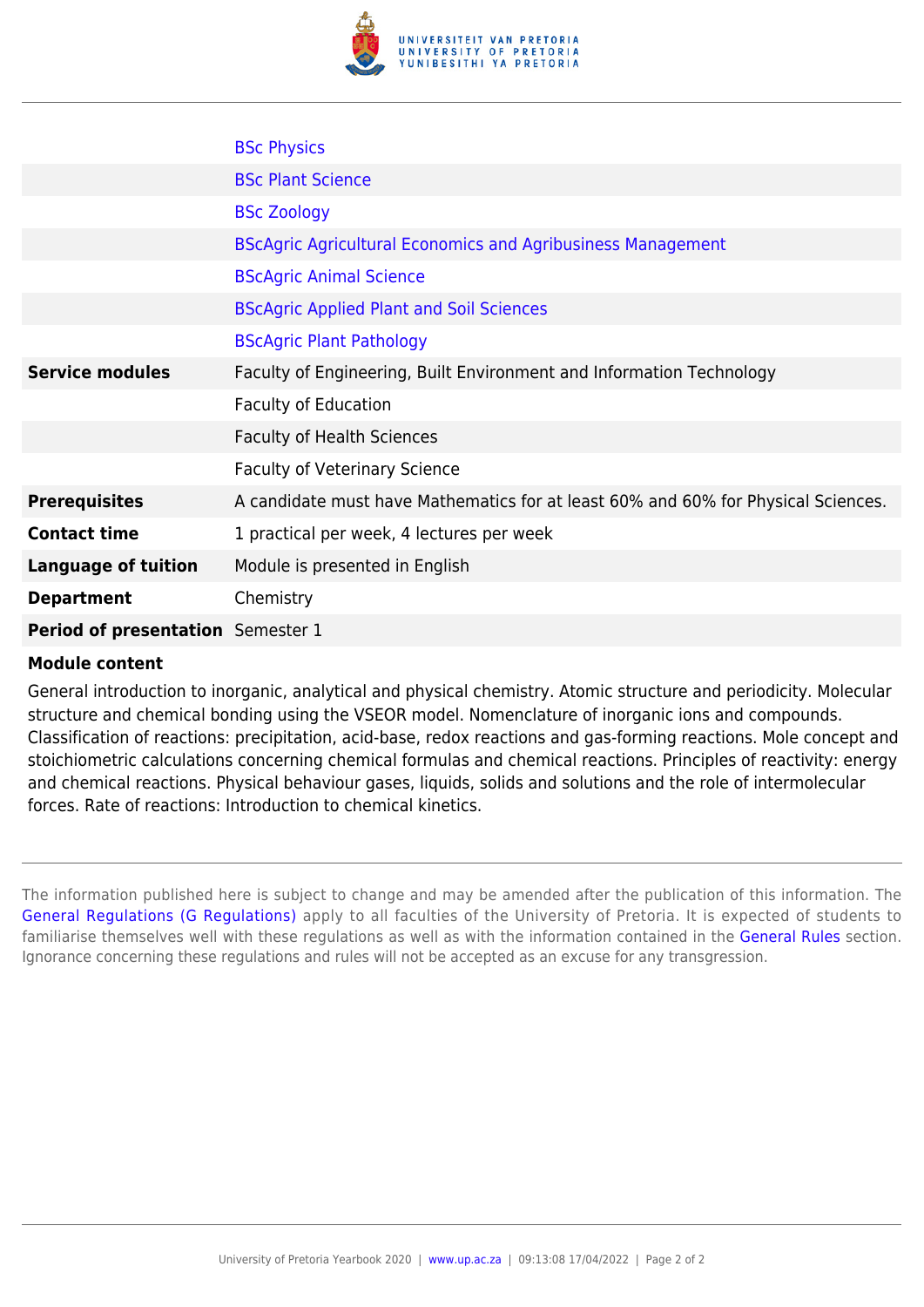| | |
|---|---|
| | BSc Physics |
| | BSc Plant Science |
| | BSc Zoology |
| | BScAgric Agricultural Economics and Agribusiness Management |
| | BScAgric Animal Science |
| | BScAgric Applied Plant and Soil Sciences |
| | BScAgric Plant Pathology |
| **Service modules** | Faculty of Engineering, Built Environment and Information Technology |
| | Faculty of Education |
| | Faculty of Health Sciences |
| | Faculty of Veterinary Science |
| **Prerequisites** | A candidate must have Mathematics for at least 60% and 60% for Physical Sciences. |
| **Contact time** | 1 practical per week, 4 lectures per week |
| **Language of tuition** | Module is presented in English |
| **Department** | Chemistry |
| **Period of presentation** | Semester 1 |

**Module content**

General introduction to inorganic, analytical and physical chemistry. Atomic structure and periodicity. Molecular structure and chemical bonding using the VSEOR model. Nomenclature of inorganic ions and compounds. Classification of reactions: precipitation, acid-base, redox reactions and gas-forming reactions. Mole concept and stoichiometric calculations concerning chemical formulas and chemical reactions. Principles of reactivity: energy and chemical reactions. Physical behaviour gases, liquids, solids and solutions and the role of intermolecular forces. Rate of reactions: Introduction to chemical kinetics.

The information published here is subject to change and may be amended after the publication of this information. The General Regulations (G Regulations) apply to all faculties of the University of Pretoria. It is expected of students to familiarise themselves well with these regulations as well as with the information contained in the General Rules section. Ignorance concerning these regulations and rules will not be accepted as an excuse for any transgression.